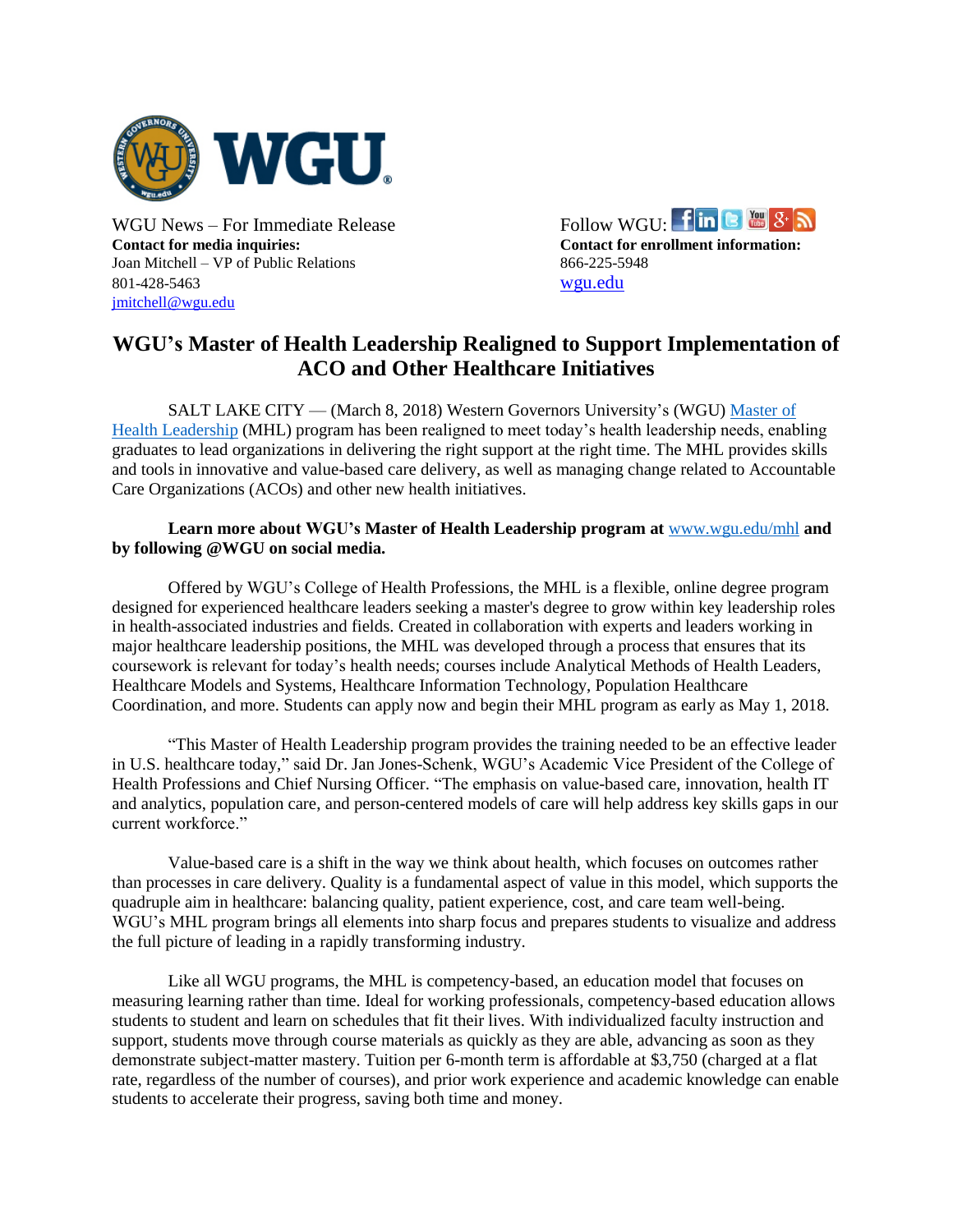WGU News – For Immediate Release
**Contact for media inquiries:**
Joan Mitchell – VP of Public Relations
801-428-5463
jmitchell@wgu.edu

Follow WGU:
**Contact for enrollment information:**
866-225-5948
wgu.edu

# WGU's Master of Health Leadership Realigned to Support Implementation of ACO and Other Healthcare Initiatives

SALT LAKE CITY — (March 8, 2018) Western Governors University's (WGU) Master of Health Leadership (MHL) program has been realigned to meet today's health leadership needs, enabling graduates to lead organizations in delivering the right support at the right time. The MHL provides skills and tools in innovative and value-based care delivery, as well as managing change related to Accountable Care Organizations (ACOs) and other new health initiatives.

**Learn more about WGU's Master of Health Leadership program at www.wgu.edu/mhl and by following @WGU on social media.**

Offered by WGU's College of Health Professions, the MHL is a flexible, online degree program designed for experienced healthcare leaders seeking a master's degree to grow within key leadership roles in health-associated industries and fields. Created in collaboration with experts and leaders working in major healthcare leadership positions, the MHL was developed through a process that ensures that its coursework is relevant for today's health needs; courses include Analytical Methods of Health Leaders, Healthcare Models and Systems, Healthcare Information Technology, Population Healthcare Coordination, and more. Students can apply now and begin their MHL program as early as May 1, 2018.

"This Master of Health Leadership program provides the training needed to be an effective leader in U.S. healthcare today," said Dr. Jan Jones-Schenk, WGU's Academic Vice President of the College of Health Professions and Chief Nursing Officer. "The emphasis on value-based care, innovation, health IT and analytics, population care, and person-centered models of care will help address key skills gaps in our current workforce."

Value-based care is a shift in the way we think about health, which focuses on outcomes rather than processes in care delivery. Quality is a fundamental aspect of value in this model, which supports the quadruple aim in healthcare: balancing quality, patient experience, cost, and care team well-being. WGU's MHL program brings all elements into sharp focus and prepares students to visualize and address the full picture of leading in a rapidly transforming industry.

Like all WGU programs, the MHL is competency-based, an education model that focuses on measuring learning rather than time. Ideal for working professionals, competency-based education allows students to student and learn on schedules that fit their lives. With individualized faculty instruction and support, students move through course materials as quickly as they are able, advancing as soon as they demonstrate subject-matter mastery. Tuition per 6-month term is affordable at $3,750 (charged at a flat rate, regardless of the number of courses), and prior work experience and academic knowledge can enable students to accelerate their progress, saving both time and money.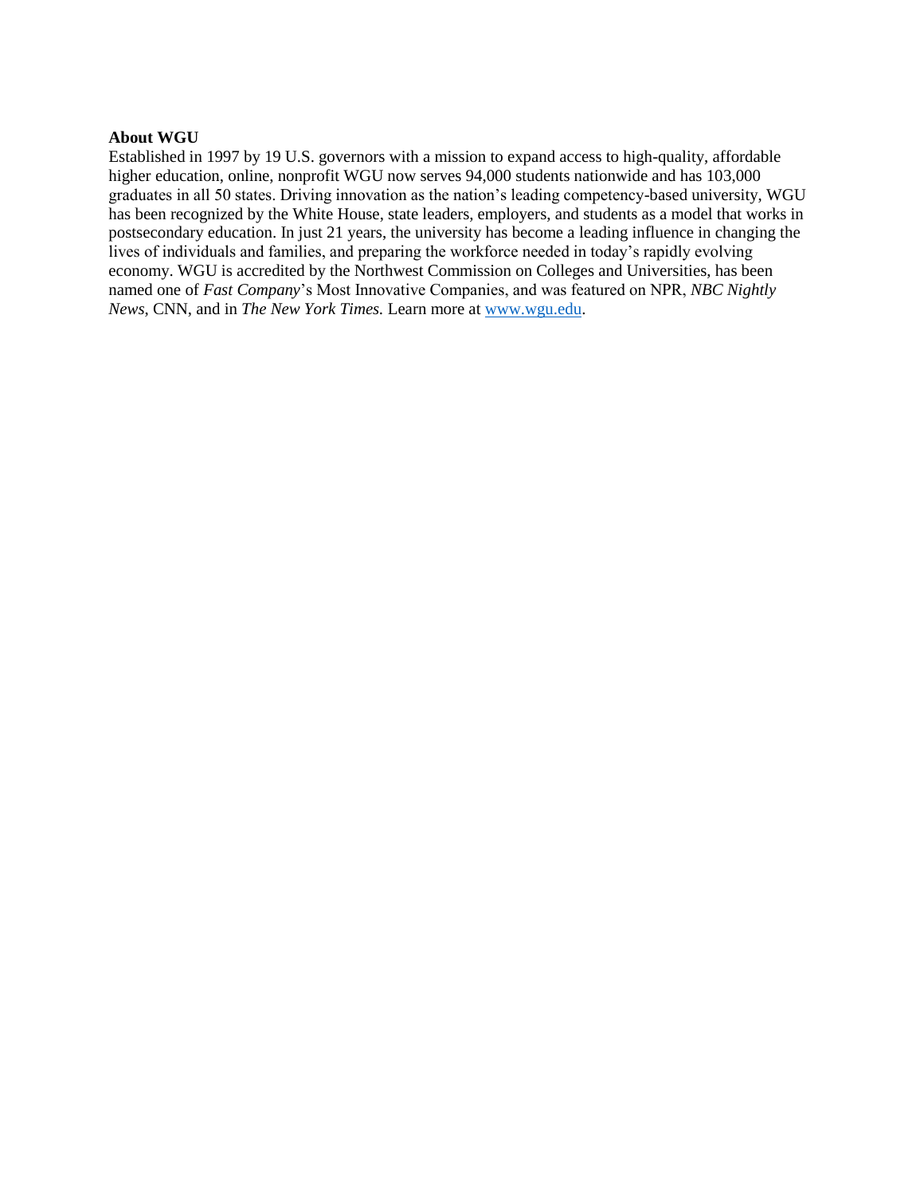**About WGU**

Established in 1997 by 19 U.S. governors with a mission to expand access to high-quality, affordable higher education, online, nonprofit WGU now serves 94,000 students nationwide and has 103,000 graduates in all 50 states. Driving innovation as the nation's leading competency-based university, WGU has been recognized by the White House, state leaders, employers, and students as a model that works in postsecondary education. In just 21 years, the university has become a leading influence in changing the lives of individuals and families, and preparing the workforce needed in today's rapidly evolving economy. WGU is accredited by the Northwest Commission on Colleges and Universities, has been named one of *Fast Company*'s Most Innovative Companies, and was featured on NPR, *NBC Nightly News*, CNN, and in *The New York Times.* Learn more at [www.wgu.edu](http://www.wgu.edu).